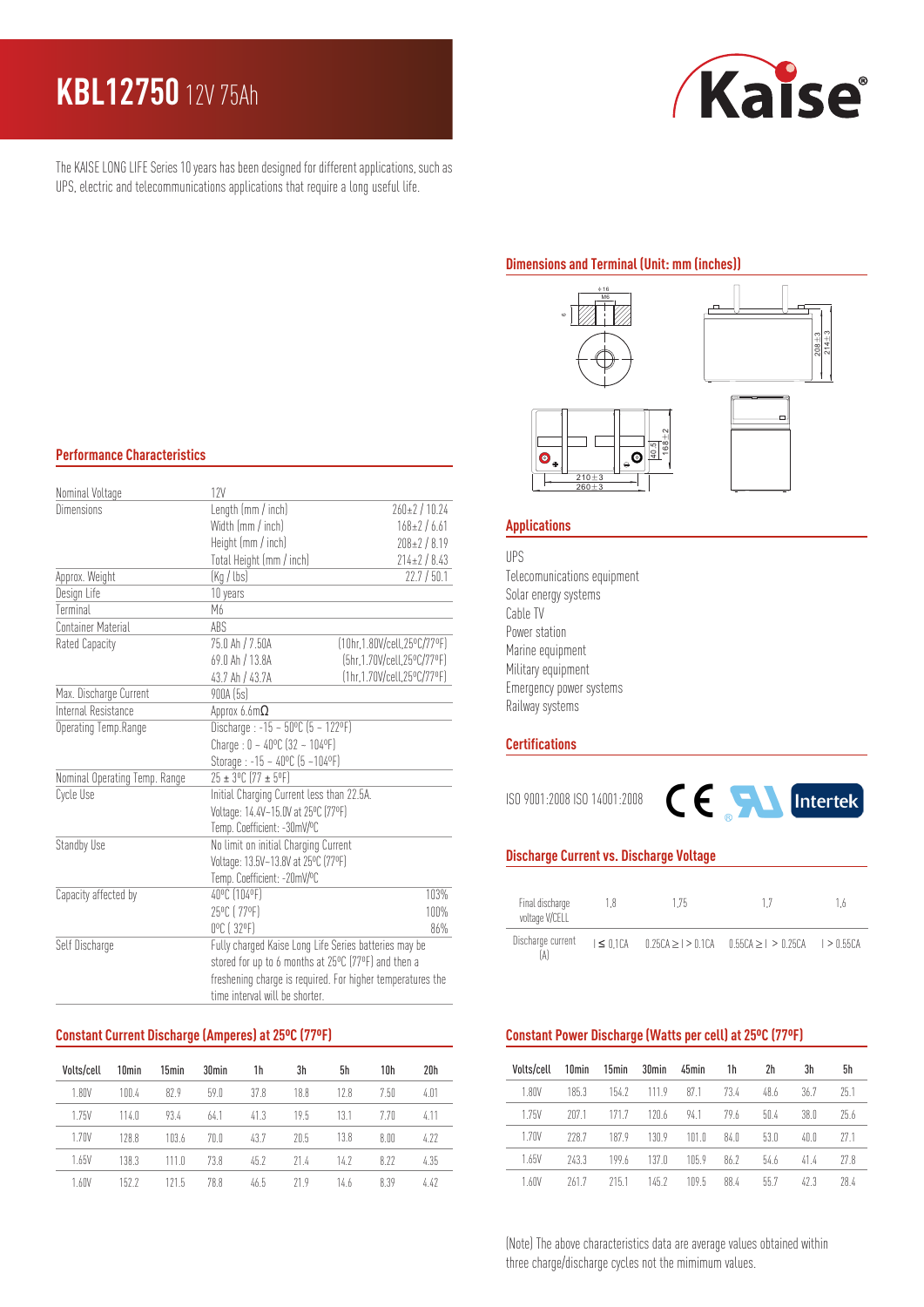# KBL12750 12V 75Ah

The KAISE LONG LIFE Series 10 years has been designed for different applications, such as UPS, electric and telecommunications applications that require a long useful life.

## Performance Characteristics

| | | |
|---|---|---|
| Nominal Voltage | 12V | |
| Dimensions | Length (mm / inch) | 260±2 / 10.24 |
| | Width (mm / inch) | 168±2 / 6.61 |
| | Height (mm / inch) | 208±2 / 8.19 |
| | Total Height (mm / inch) | 214±2 / 8.43 |
| Approx. Weight | (Kg / lbs) | 22.7 / 50.1 |
| Design Life | 10 years | |
| Terminal | M6 | |
| Container Material | ABS | |
| Rated Capacity | 75.0 Ah / 7.50A | (10hr,1.80V/cell,25ºC/77ºF) |
| | 69.0 Ah / 13.8A | (5hr,1.70V/cell,25ºC/77ºF) |
| | 43.7 Ah / 43.7A | (1hr,1.70V/cell,25ºC/77ºF) |
| Max. Discharge Current | 900A (5s) | |
| Internal Resistance | Approx 6.6mΩ | |
| Operating Temp.Range | Discharge : -15 – 50ºC (5 – 122ºF) | |
| | Charge : 0 – 40ºC (32 – 104ºF) | |
| | Storage : -15 – 40ºC (5 –104ºF) | |
| Nominal Operating Temp. Range | 25 ± 3ºC (77 ± 5ºF) | |
| Cycle Use | Initial Charging Current less than 22.5A. | |
| | Voltage: 14.4V–15.0V at 25ºC (77ºF) | |
| | Temp. Coefficient: -30mV/ºC | |
| Standby Use | No limit on initial Charging Current | |
| | Voltage: 13.5V–13.8V at 25ºC (77ºF) | |
| | Temp. Coefficient: -20mV/ºC | |
| Capacity affected by | 40ºC (104ºF) | 103% |
| | 25ºC ( 77ºF) | 100% |
| | 0ºC ( 32ºF) | 86% |
| Self Discharge | Fully charged Kaise Long Life Series batteries may be stored for up to 6 months at 25ºC (77ºF) and then a freshening charge is required. For higher temperatures the time interval will be shorter. | |

## Dimensions and Terminal (Unit: mm (inches))

## Applications

UPS
Telecomunications equipment
Solar energy systems
Cable TV
Power station
Marine equipment
Military equipment
Emergency power systems
Railway systems

## Certifications

ISO 9001:2008 ISO 14001:2008

## Discharge Current vs. Discharge Voltage

| Final discharge voltage V/CELL | 1,8 | 1,75 | 1,7 | 1,6 |
|---|---|---|---|---|
| Discharge current (A) | I ≤ 0,1CA | 0.25CA ≥ I > 0.1CA | 0.55CA ≥ I > 0.25CA | I > 0.55CA |

## Constant Current Discharge (Amperes) at 25ºC (77ºF)

| Volts/cell | 10min | 15min | 30min | 1h | 3h | 5h | 10h | 20h |
|---|---|---|---|---|---|---|---|---|
| 1.80V | 100.4 | 82.9 | 59.0 | 37.8 | 18.8 | 12.8 | 7.50 | 4.01 |
| 1.75V | 114.0 | 93.4 | 64.1 | 41.3 | 19.5 | 13.1 | 7.70 | 4.11 |
| 1.70V | 128.8 | 103.6 | 70.0 | 43.7 | 20.5 | 13.8 | 8.00 | 4.22 |
| 1.65V | 138.3 | 111.0 | 73.8 | 45.2 | 21.4 | 14.2 | 8.22 | 4.35 |
| 1.60V | 152.2 | 121.5 | 78.8 | 46.5 | 21.9 | 14.6 | 8.39 | 4.42 |

## Constant Power Discharge (Watts per cell) at 25ºC (77ºF)

| Volts/cell | 10min | 15min | 30min | 45min | 1h | 2h | 3h | 5h |
|---|---|---|---|---|---|---|---|---|
| 1.80V | 185.3 | 154.2 | 111.9 | 87.1 | 73.4 | 48.6 | 36.7 | 25.1 |
| 1.75V | 207.1 | 171.7 | 120.6 | 94.1 | 79.6 | 50.4 | 38.0 | 25.6 |
| 1.70V | 228.7 | 187.9 | 130.9 | 101.0 | 84.0 | 53.0 | 40.0 | 27.1 |
| 1.65V | 243.3 | 199.6 | 137.0 | 105.9 | 86.2 | 54.6 | 41.4 | 27.8 |
| 1.60V | 261.7 | 215.1 | 145.2 | 109.5 | 88.4 | 55.7 | 42.3 | 28.4 |

(Note) The above characteristics data are average values obtained within three charge/discharge cycles not the mimimum values.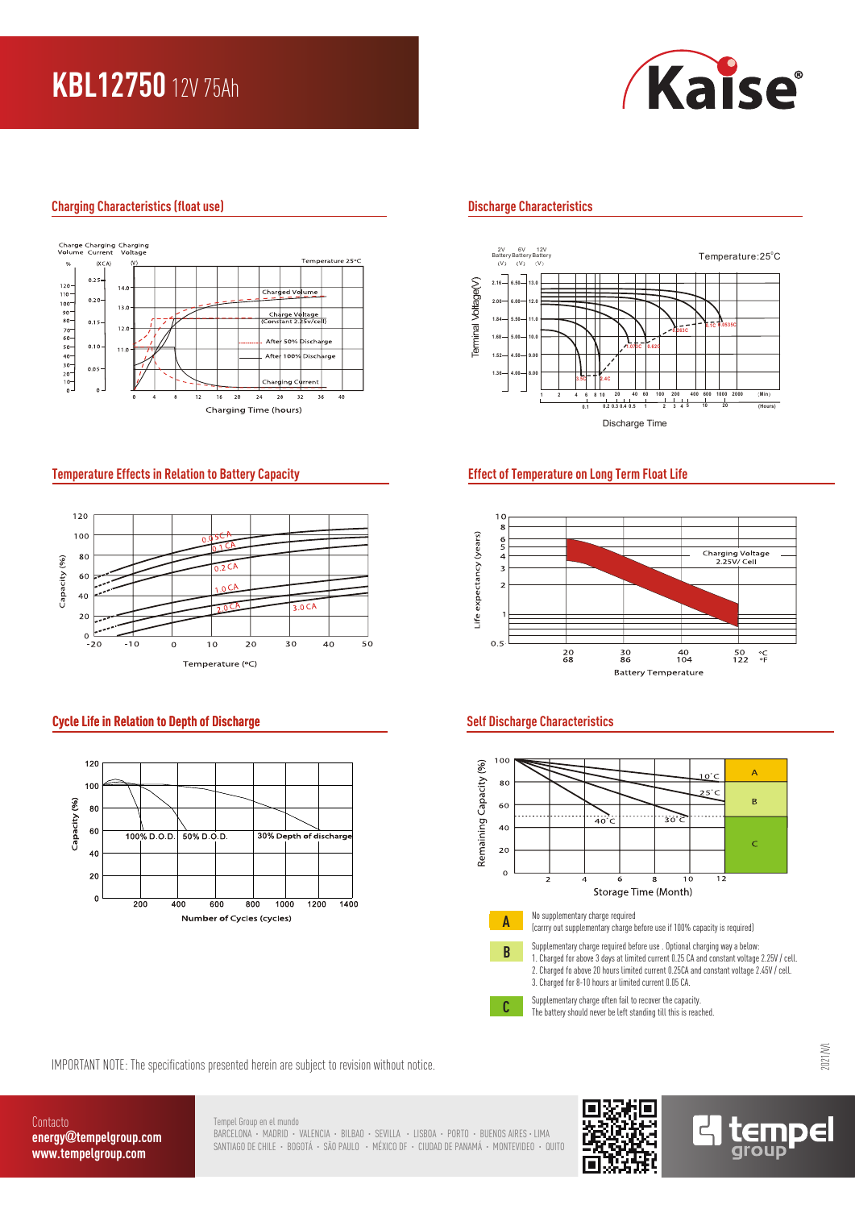# KBL12750 12V 75Ah

Kaise

## Charging Characteristics (float use)

Charge Volume %
Charging Current (CA)
Charging Voltage (V)
Temperature 25°C
120 110 100 90 80 70 60 50 40 30 20 10 0
0.25 0.20 0.15 0.10 0.05 0
14.0 13.0 12.0 11.0
Charged Volume
Charge Voltage (Constant 2.25v/cell)
After 50% Discharge
After 100% Discharge
Charging Current
0 4 8 12 16 20 24 28 32 36 40
Charging Time (hours)

## Discharge Characteristics

2V Battery (V)
6V Battery (V)
12V Battery (V)
Temperature:25°C
Terminal Voltage(V)
2.16 2.00 1.84 1.68 1.52 1.36
6.50 6.00 5.50 5.00 4.50 4.00
13.0 12.0 11.0 10.0 9.00 8.00
0.05C 0.1C 0.25C 0.6C 1.0C 2.4C 3.5C
1 2 4 6 8 10 20 40 60 100 200 400 600 1000 2000 (Min)
0.1 0.2 0.3 0.4 0.5 1 2 3 4 5 10 20 (Hours)
Discharge Time

## Temperature Effects in Relation to Battery Capacity

Capacity (%)
120 100 80 60 40 20 0
0.05CA 0.1CA 0.2CA 1.0CA 2.0CA 3.0CA
-20 -10 0 10 20 30 40 50
Temperature (ºC)

## Effect of Temperature on Long Term Float Life

Life expectancy (years)
10 8 6 5 4 3 2 1 0.5
Charging Voltage 2.25V/ Cell
20 30 40 50 ºC
68 86 104 122 ºF
Battery Temperature

## Cycle Life in Relation to Depth of Discharge

Capacity (%)
120 100 80 60 40 20 0
100% D.O.D.
50% D.O.D.
30% Depth of discharge
200 400 600 800 1000 1200 1400
Number of Cycles (cycles)

## Self Discharge Characteristics

Remaining Capacity (%)
100 80 60 40 20 0
10°C 25°C 30°C 40°C
A B C
2 4 6 8 10 12
Storage Time (Month)

**A** No supplementary charge required
(carry out supplementary charge before use if 100% capacity is required)

**B** Supplementary charge required before use . Optional charging way a below:
1. Charged for above 3 days at limited current 0.25 CA and constant voltage 2.25V / cell.
2. Charged fo above 20 hours limited current 0.25CA and constant voltage 2.45V / cell.
3. Charged for 8-10 hours ar limited current 0.05 CA.

**C** Supplementary charge often fail to recover the capacity.
The battery should never be left standing till this is reached.

IMPORTANT NOTE: The specifications presented herein are subject to revision without notice.

2021/V1

Contacto
**energy@tempelgroup.com**
**www.tempelgroup.com**

Tempel Group en el mundo
BARCELONA · MADRID · VALENCIA · BILBAO · SEVILLA · LISBOA · PORTO · BUENOS AIRES · LIMA
SANTIAGO DE CHILE · BOGOTÁ · SÃO PAULO · MÉXICO DF · CIUDAD DE PANAMÁ · MONTEVIDEO · QUITO

tempel group